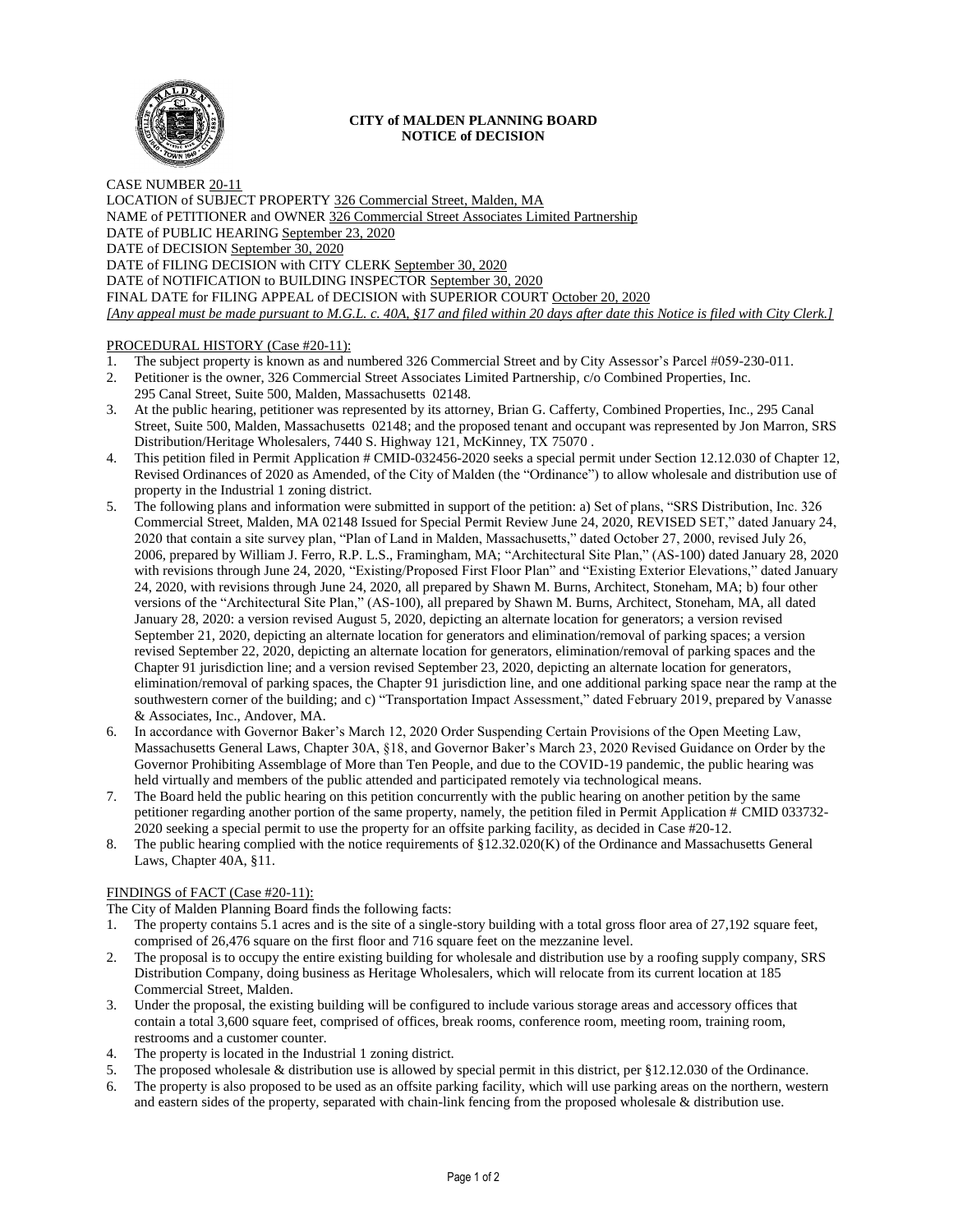**CITY of MALDEN PLANNING BOARD**
**NOTICE of DECISION**

CASE NUMBER 20-11
LOCATION of SUBJECT PROPERTY 326 Commercial Street, Malden, MA
NAME of PETITIONER and OWNER 326 Commercial Street Associates Limited Partnership
DATE of PUBLIC HEARING September 23, 2020
DATE of DECISION September 30, 2020
DATE of FILING DECISION with CITY CLERK September 30, 2020
DATE of NOTIFICATION to BUILDING INSPECTOR September 30, 2020
FINAL DATE for FILING APPEAL of DECISION with SUPERIOR COURT October 20, 2020
*[Any appeal must be made pursuant to M.G.L. c. 40A, §17 and filed within 20 days after date this Notice is filed with City Clerk.]*

PROCEDURAL HISTORY (Case #20-11):

1. The subject property is known as and numbered 326 Commercial Street and by City Assessor's Parcel #059-230-011.
2. Petitioner is the owner, 326 Commercial Street Associates Limited Partnership, c/o Combined Properties, Inc. 295 Canal Street, Suite 500, Malden, Massachusetts 02148.
3. At the public hearing, petitioner was represented by its attorney, Brian G. Cafferty, Combined Properties, Inc., 295 Canal Street, Suite 500, Malden, Massachusetts 02148; and the proposed tenant and occupant was represented by Jon Marron, SRS Distribution/Heritage Wholesalers, 7440 S. Highway 121, McKinney, TX 75070 .
4. This petition filed in Permit Application # CMID-032456-2020 seeks a special permit under Section 12.12.030 of Chapter 12, Revised Ordinances of 2020 as Amended, of the City of Malden (the "Ordinance") to allow wholesale and distribution use of property in the Industrial 1 zoning district.
5. The following plans and information were submitted in support of the petition: a) Set of plans, "SRS Distribution, Inc. 326 Commercial Street, Malden, MA 02148 Issued for Special Permit Review June 24, 2020, REVISED SET," dated January 24, 2020 that contain a site survey plan, "Plan of Land in Malden, Massachusetts," dated October 27, 2000, revised July 26, 2006, prepared by William J. Ferro, R.P. L.S., Framingham, MA; "Architectural Site Plan," (AS-100) dated January 28, 2020 with revisions through June 24, 2020, "Existing/Proposed First Floor Plan" and "Existing Exterior Elevations," dated January 24, 2020, with revisions through June 24, 2020, all prepared by Shawn M. Burns, Architect, Stoneham, MA; b) four other versions of the "Architectural Site Plan," (AS-100), all prepared by Shawn M. Burns, Architect, Stoneham, MA, all dated January 28, 2020: a version revised August 5, 2020, depicting an alternate location for generators; a version revised September 21, 2020, depicting an alternate location for generators and elimination/removal of parking spaces; a version revised September 22, 2020, depicting an alternate location for generators, elimination/removal of parking spaces and the Chapter 91 jurisdiction line; and a version revised September 23, 2020, depicting an alternate location for generators, elimination/removal of parking spaces, the Chapter 91 jurisdiction line, and one additional parking space near the ramp at the southwestern corner of the building; and c) "Transportation Impact Assessment," dated February 2019, prepared by Vanasse & Associates, Inc., Andover, MA.
6. In accordance with Governor Baker's March 12, 2020 Order Suspending Certain Provisions of the Open Meeting Law, Massachusetts General Laws, Chapter 30A, §18, and Governor Baker's March 23, 2020 Revised Guidance on Order by the Governor Prohibiting Assemblage of More than Ten People, and due to the COVID-19 pandemic, the public hearing was held virtually and members of the public attended and participated remotely via technological means.
7. The Board held the public hearing on this petition concurrently with the public hearing on another petition by the same petitioner regarding another portion of the same property, namely, the petition filed in Permit Application # CMID 033732-2020 seeking a special permit to use the property for an offsite parking facility, as decided in Case #20-12.
8. The public hearing complied with the notice requirements of §12.32.020(K) of the Ordinance and Massachusetts General Laws, Chapter 40A, §11.

FINDINGS of FACT (Case #20-11):

The City of Malden Planning Board finds the following facts:

1. The property contains 5.1 acres and is the site of a single-story building with a total gross floor area of 27,192 square feet, comprised of 26,476 square on the first floor and 716 square feet on the mezzanine level.
2. The proposal is to occupy the entire existing building for wholesale and distribution use by a roofing supply company, SRS Distribution Company, doing business as Heritage Wholesalers, which will relocate from its current location at 185 Commercial Street, Malden.
3. Under the proposal, the existing building will be configured to include various storage areas and accessory offices that contain a total 3,600 square feet, comprised of offices, break rooms, conference room, meeting room, training room, restrooms and a customer counter.
4. The property is located in the Industrial 1 zoning district.
5. The proposed wholesale & distribution use is allowed by special permit in this district, per §12.12.030 of the Ordinance.
6. The property is also proposed to be used as an offsite parking facility, which will use parking areas on the northern, western and eastern sides of the property, separated with chain-link fencing from the proposed wholesale & distribution use.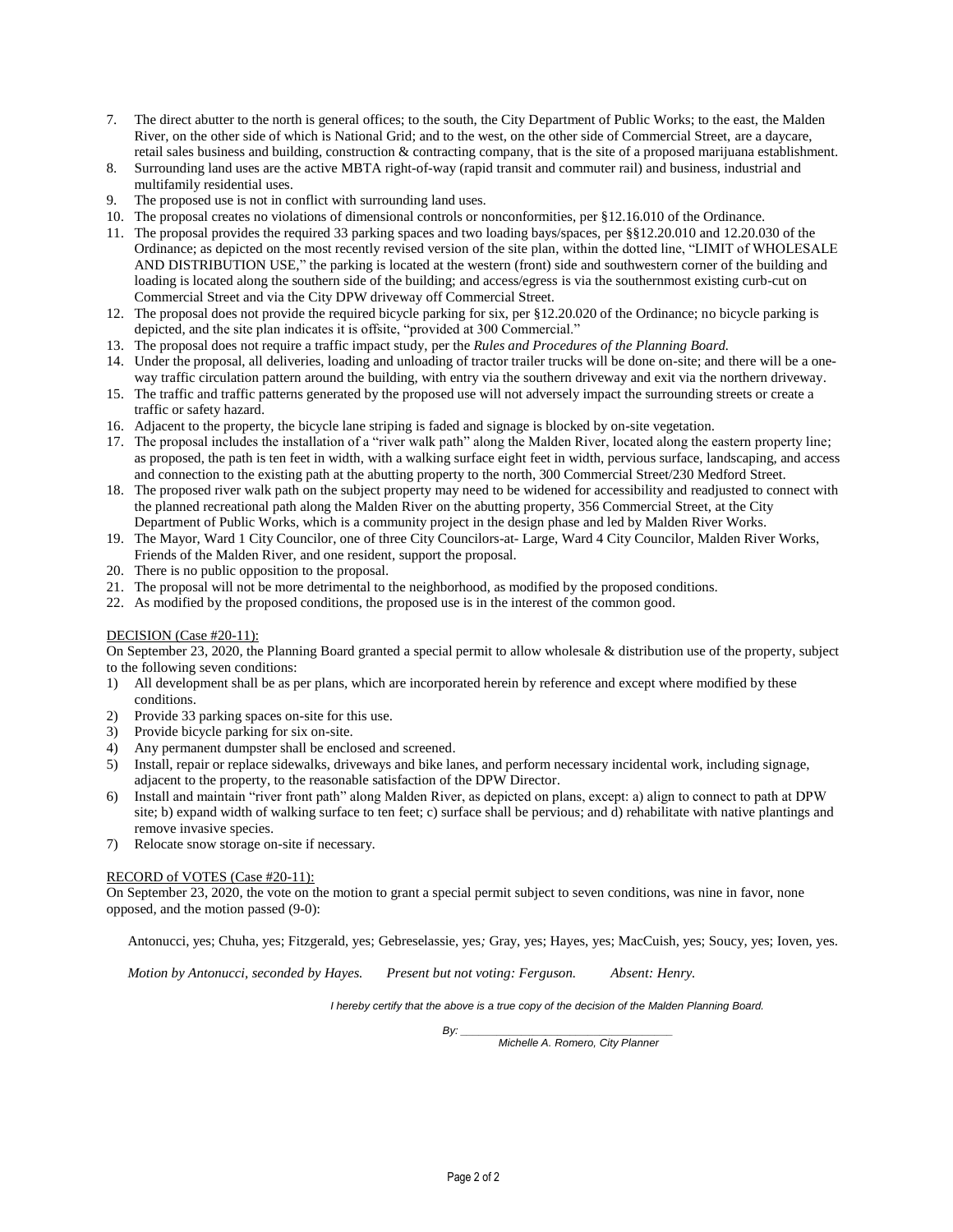7. The direct abutter to the north is general offices; to the south, the City Department of Public Works; to the east, the Malden River, on the other side of which is National Grid; and to the west, on the other side of Commercial Street, are a daycare, retail sales business and building, construction & contracting company, that is the site of a proposed marijuana establishment.
8. Surrounding land uses are the active MBTA right-of-way (rapid transit and commuter rail) and business, industrial and multifamily residential uses.
9. The proposed use is not in conflict with surrounding land uses.
10. The proposal creates no violations of dimensional controls or nonconformities, per §12.16.010 of the Ordinance.
11. The proposal provides the required 33 parking spaces and two loading bays/spaces, per §§12.20.010 and 12.20.030 of the Ordinance; as depicted on the most recently revised version of the site plan, within the dotted line, "LIMIT of WHOLESALE AND DISTRIBUTION USE," the parking is located at the western (front) side and southwestern corner of the building and loading is located along the southern side of the building; and access/egress is via the southernmost existing curb-cut on Commercial Street and via the City DPW driveway off Commercial Street.
12. The proposal does not provide the required bicycle parking for six, per §12.20.020 of the Ordinance; no bicycle parking is depicted, and the site plan indicates it is offsite, "provided at 300 Commercial."
13. The proposal does not require a traffic impact study, per the *Rules and Procedures of the Planning Board.*
14. Under the proposal, all deliveries, loading and unloading of tractor trailer trucks will be done on-site; and there will be a one-way traffic circulation pattern around the building, with entry via the southern driveway and exit via the northern driveway.
15. The traffic and traffic patterns generated by the proposed use will not adversely impact the surrounding streets or create a traffic or safety hazard.
16. Adjacent to the property, the bicycle lane striping is faded and signage is blocked by on-site vegetation.
17. The proposal includes the installation of a "river walk path" along the Malden River, located along the eastern property line; as proposed, the path is ten feet in width, with a walking surface eight feet in width, pervious surface, landscaping, and access and connection to the existing path at the abutting property to the north, 300 Commercial Street/230 Medford Street.
18. The proposed river walk path on the subject property may need to be widened for accessibility and readjusted to connect with the planned recreational path along the Malden River on the abutting property, 356 Commercial Street, at the City Department of Public Works, which is a community project in the design phase and led by Malden River Works.
19. The Mayor, Ward 1 City Councilor, one of three City Councilors-at- Large, Ward 4 City Councilor, Malden River Works, Friends of the Malden River, and one resident, support the proposal.
20. There is no public opposition to the proposal.
21. The proposal will not be more detrimental to the neighborhood, as modified by the proposed conditions.
22. As modified by the proposed conditions, the proposed use is in the interest of the common good.

DECISION (Case #20-11):

On September 23, 2020, the Planning Board granted a special permit to allow wholesale & distribution use of the property, subject to the following seven conditions:

1) All development shall be as per plans, which are incorporated herein by reference and except where modified by these conditions.
2) Provide 33 parking spaces on-site for this use.
3) Provide bicycle parking for six on-site.
4) Any permanent dumpster shall be enclosed and screened.
5) Install, repair or replace sidewalks, driveways and bike lanes, and perform necessary incidental work, including signage, adjacent to the property, to the reasonable satisfaction of the DPW Director.
6) Install and maintain "river front path" along Malden River, as depicted on plans, except: a) align to connect to path at DPW site; b) expand width of walking surface to ten feet; c) surface shall be pervious; and d) rehabilitate with native plantings and remove invasive species.
7) Relocate snow storage on-site if necessary.

RECORD of VOTES (Case #20-11):

On September 23, 2020, the vote on the motion to grant a special permit subject to seven conditions, was nine in favor, none opposed, and the motion passed (9-0):

Antonucci, yes; Chuha, yes; Fitzgerald, yes; Gebreselassie, yes; Gray, yes; Hayes, yes; MacCuish, yes; Soucy, yes; Ioven, yes.

*Motion by Antonucci, seconded by Hayes.* *Present but not voting: Ferguson.* *Absent: Henry.*

*I hereby certify that the above is a true copy of the decision of the Malden Planning Board.*

*By: ___________________________________*
*Michelle A. Romero, City Planner*